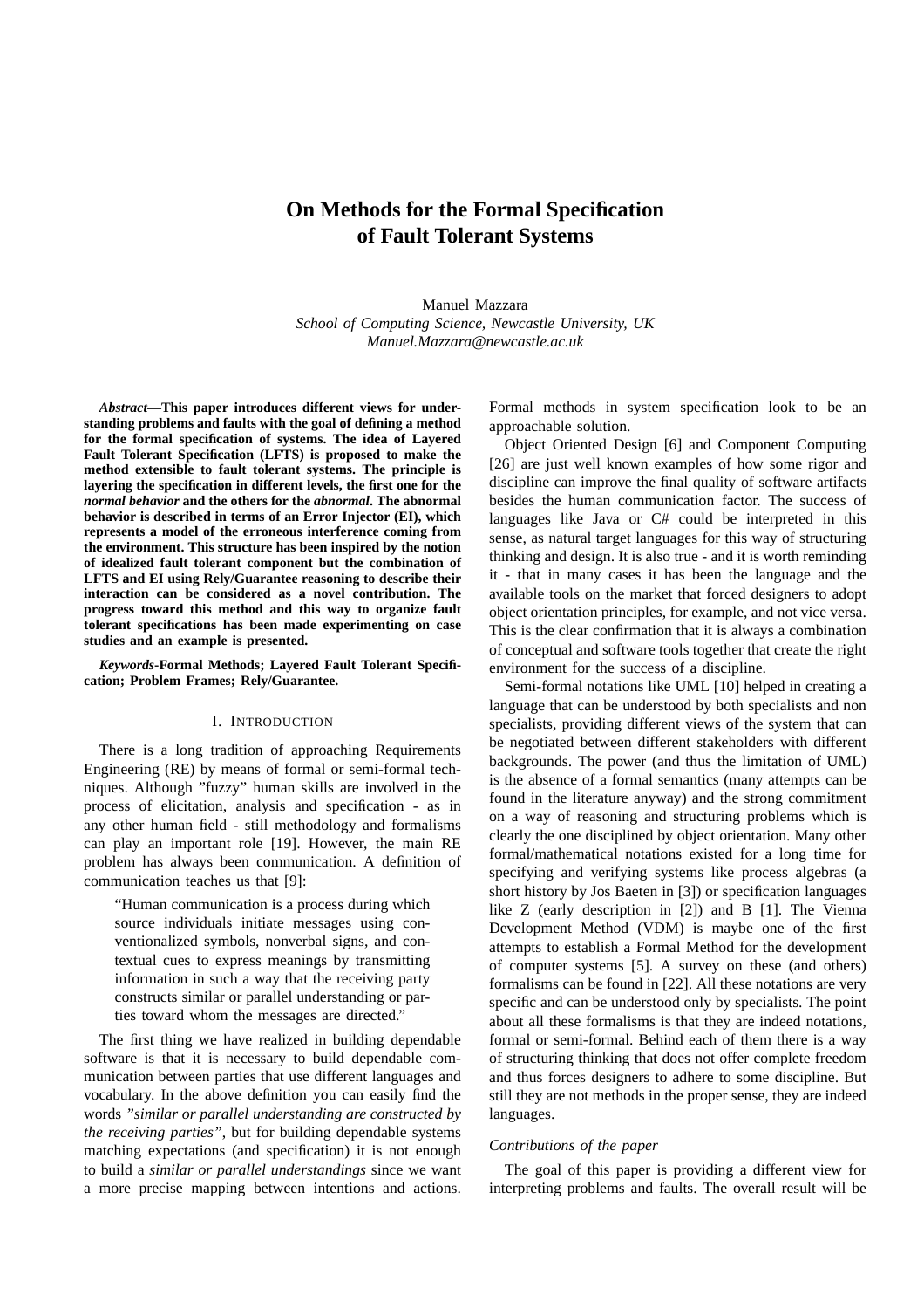# On Methods for the Formal Specification of Fault Tolerant Systems

Manuel Mazzara
*School of Computing Science, Newcastle University, UK*
*Manuel.Mazzara@newcastle.ac.uk*

***Abstract*—This paper introduces different views for understanding problems and faults with the goal of defining a method for the formal specification of systems. The idea of Layered Fault Tolerant Specification (LFTS) is proposed to make the method extensible to fault tolerant systems. The principle is layering the specification in different levels, the first one for the *normal behavior* and the others for the *abnormal*. The abnormal behavior is described in terms of an Error Injector (EI), which represents a model of the erroneous interference coming from the environment. This structure has been inspired by the notion of idealized fault tolerant component but the combination of LFTS and EI using Rely/Guarantee reasoning to describe their interaction can be considered as a novel contribution. The progress toward this method and this way to organize fault tolerant specifications has been made experimenting on case studies and an example is presented.**

***Keywords*-Formal Methods; Layered Fault Tolerant Specification; Problem Frames; Rely/Guarantee.**

## I. Introduction

There is a long tradition of approaching Requirements Engineering (RE) by means of formal or semi-formal techniques. Although "fuzzy" human skills are involved in the process of elicitation, analysis and specification - as in any other human field - still methodology and formalisms can play an important role [19]. However, the main RE problem has always been communication. A definition of communication teaches us that [9]:

> "Human communication is a process during which source individuals initiate messages using conventionalized symbols, nonverbal signs, and contextual cues to express meanings by transmitting information in such a way that the receiving party constructs similar or parallel understanding or parties toward whom the messages are directed."

The first thing we have realized in building dependable software is that it is necessary to build dependable communication between parties that use different languages and vocabulary. In the above definition you can easily find the words *"similar or parallel understanding are constructed by the receiving parties"*, but for building dependable systems matching expectations (and specification) it is not enough to build a *similar or parallel understandings* since we want a more precise mapping between intentions and actions. Formal methods in system specification look to be an approachable solution.

Object Oriented Design [6] and Component Computing [26] are just well known examples of how some rigor and discipline can improve the final quality of software artifacts besides the human communication factor. The success of languages like Java or C# could be interpreted in this sense, as natural target languages for this way of structuring thinking and design. It is also true - and it is worth reminding it - that in many cases it has been the language and the available tools on the market that forced designers to adopt object orientation principles, for example, and not vice versa. This is the clear confirmation that it is always a combination of conceptual and software tools together that create the right environment for the success of a discipline.

Semi-formal notations like UML [10] helped in creating a language that can be understood by both specialists and non specialists, providing different views of the system that can be negotiated between different stakeholders with different backgrounds. The power (and thus the limitation of UML) is the absence of a formal semantics (many attempts can be found in the literature anyway) and the strong commitment on a way of reasoning and structuring problems which is clearly the one disciplined by object orientation. Many other formal/mathematical notations existed for a long time for specifying and verifying systems like process algebras (a short history by Jos Baeten in [3]) or specification languages like Z (early description in [2]) and B [1]. The Vienna Development Method (VDM) is maybe one of the first attempts to establish a Formal Method for the development of computer systems [5]. A survey on these (and others) formalisms can be found in [22]. All these notations are very specific and can be understood only by specialists. The point about all these formalisms is that they are indeed notations, formal or semi-formal. Behind each of them there is a way of structuring thinking that does not offer complete freedom and thus forces designers to adhere to some discipline. But still they are not methods in the proper sense, they are indeed languages.

### *Contributions of the paper*

The goal of this paper is providing a different view for interpreting problems and faults. The overall result will be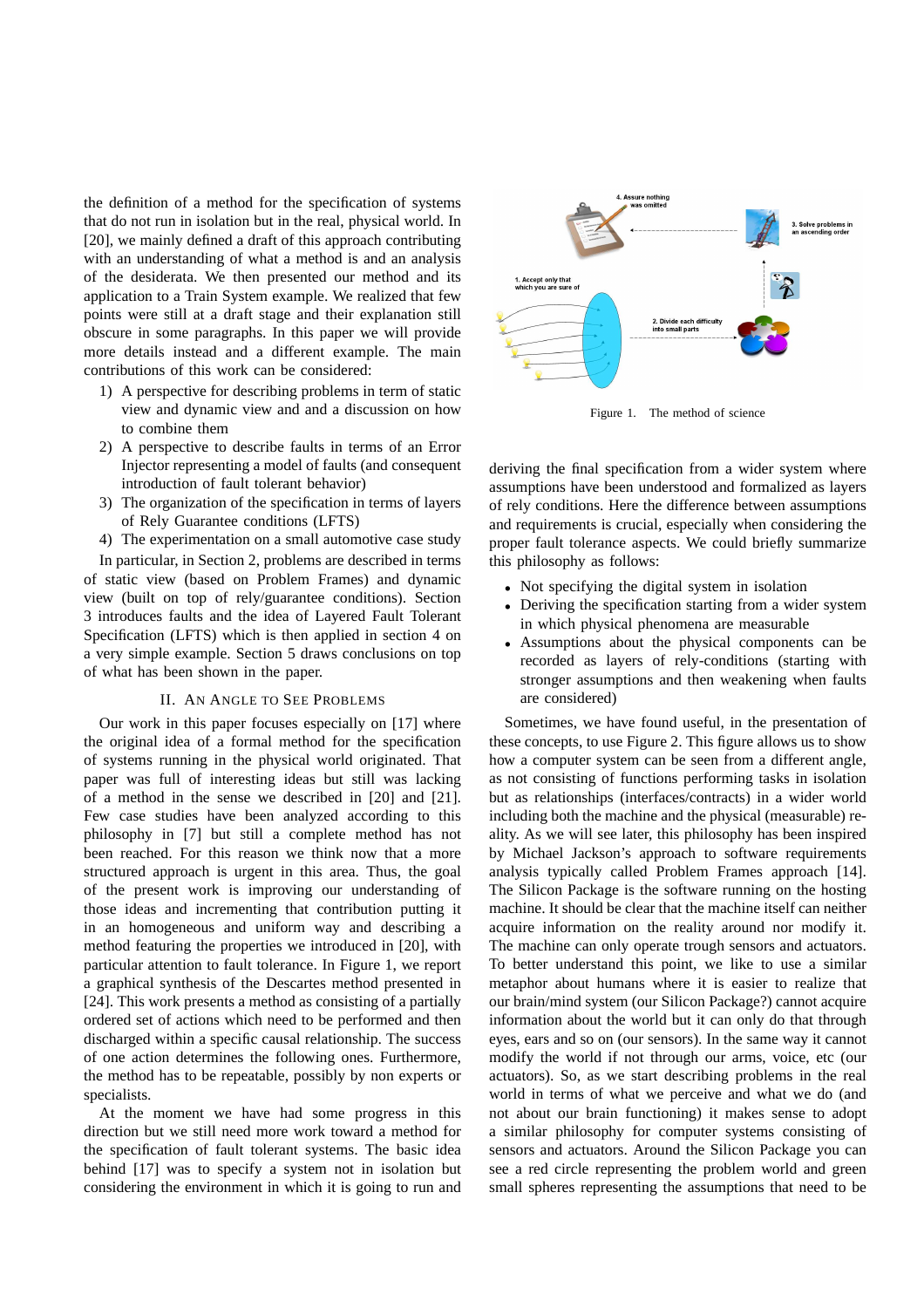the definition of a method for the specification of systems that do not run in isolation but in the real, physical world. In [20], we mainly defined a draft of this approach contributing with an understanding of what a method is and an analysis of the desiderata. We then presented our method and its application to a Train System example. We realized that few points were still at a draft stage and their explanation still obscure in some paragraphs. In this paper we will provide more details instead and a different example. The main contributions of this work can be considered:

1) A perspective for describing problems in term of static view and dynamic view and and a discussion on how to combine them
2) A perspective to describe faults in terms of an Error Injector representing a model of faults (and consequent introduction of fault tolerant behavior)
3) The organization of the specification in terms of layers of Rely Guarantee conditions (LFTS)
4) The experimentation on a small automotive case study

In particular, in Section 2, problems are described in terms of static view (based on Problem Frames) and dynamic view (built on top of rely/guarantee conditions). Section 3 introduces faults and the idea of Layered Fault Tolerant Specification (LFTS) which is then applied in section 4 on a very simple example. Section 5 draws conclusions on top of what has been shown in the paper.

## II. An Angle to See Problems

Our work in this paper focuses especially on [17] where the original idea of a formal method for the specification of systems running in the physical world originated. That paper was full of interesting ideas but still was lacking of a method in the sense we described in [20] and [21]. Few case studies have been analyzed according to this philosophy in [7] but still a complete method has not been reached. For this reason we think now that a more structured approach is urgent in this area. Thus, the goal of the present work is improving our understanding of those ideas and incrementing that contribution putting it in an homogeneous and uniform way and describing a method featuring the properties we introduced in [20], with particular attention to fault tolerance. In Figure 1, we report a graphical synthesis of the Descartes method presented in [24]. This work presents a method as consisting of a partially ordered set of actions which need to be performed and then discharged within a specific causal relationship. The success of one action determines the following ones. Furthermore, the method has to be repeatable, possibly by non experts or specialists.

At the moment we have had some progress in this direction but we still need more work toward a method for the specification of fault tolerant systems. The basic idea behind [17] was to specify a system not in isolation but considering the environment in which it is going to run and

Figure 1. The method of science

deriving the final specification from a wider system where assumptions have been understood and formalized as layers of rely conditions. Here the difference between assumptions and requirements is crucial, especially when considering the proper fault tolerance aspects. We could briefly summarize this philosophy as follows:

- Not specifying the digital system in isolation
- Deriving the specification starting from a wider system in which physical phenomena are measurable
- Assumptions about the physical components can be recorded as layers of rely-conditions (starting with stronger assumptions and then weakening when faults are considered)

Sometimes, we have found useful, in the presentation of these concepts, to use Figure 2. This figure allows us to show how a computer system can be seen from a different angle, as not consisting of functions performing tasks in isolation but as relationships (interfaces/contracts) in a wider world including both the machine and the physical (measurable) reality. As we will see later, this philosophy has been inspired by Michael Jackson's approach to software requirements analysis typically called Problem Frames approach [14]. The Silicon Package is the software running on the hosting machine. It should be clear that the machine itself can neither acquire information on the reality around nor modify it. The machine can only operate trough sensors and actuators. To better understand this point, we like to use a similar metaphor about humans where it is easier to realize that our brain/mind system (our Silicon Package?) cannot acquire information about the world but it can only do that through eyes, ears and so on (our sensors). In the same way it cannot modify the world if not through our arms, voice, etc (our actuators). So, as we start describing problems in the real world in terms of what we perceive and what we do (and not about our brain functioning) it makes sense to adopt a similar philosophy for computer systems consisting of sensors and actuators. Around the Silicon Package you can see a red circle representing the problem world and green small spheres representing the assumptions that need to be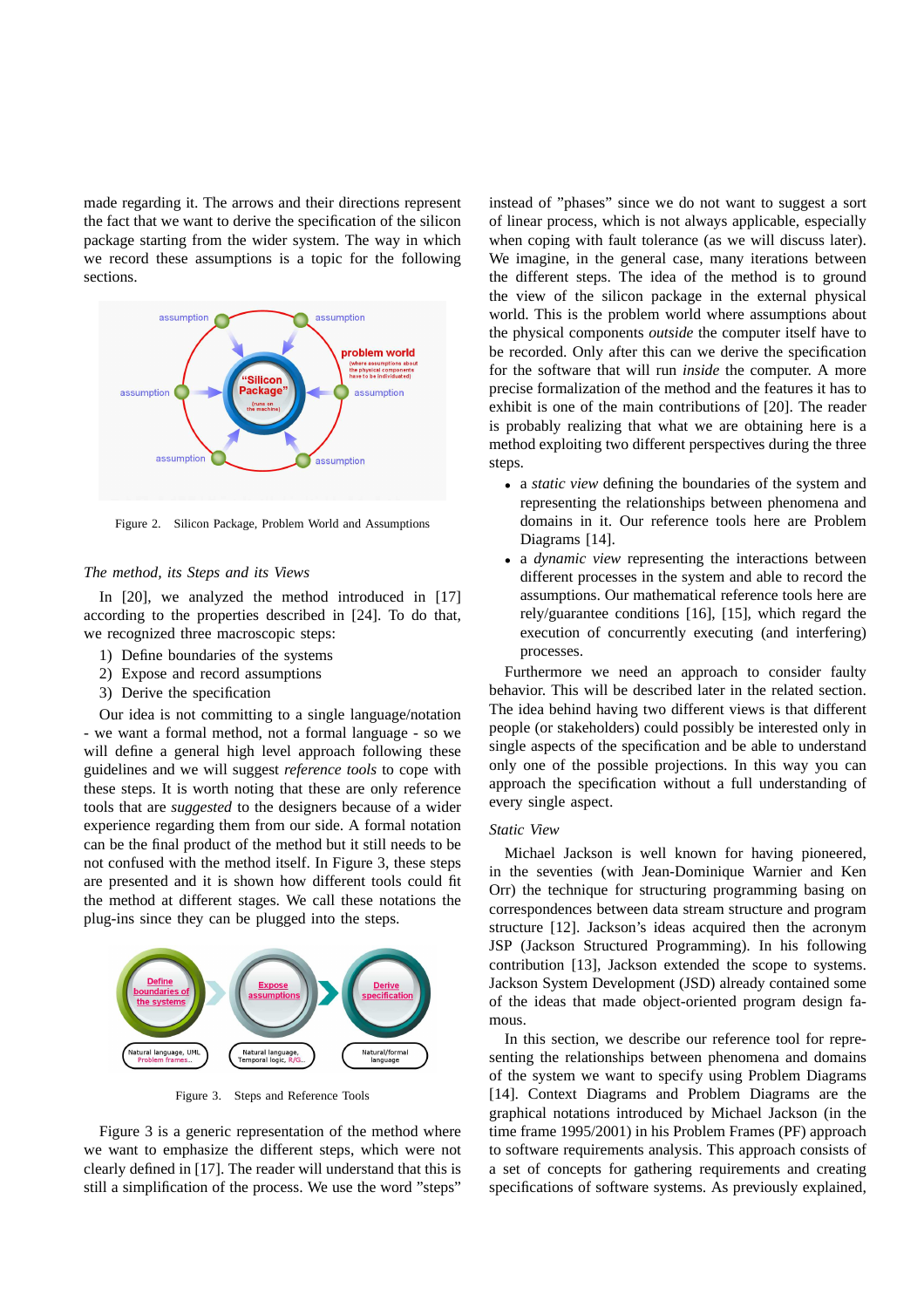made regarding it. The arrows and their directions represent the fact that we want to derive the specification of the silicon package starting from the wider system. The way in which we record these assumptions is a topic for the following sections.

Figure 2. Silicon Package, Problem World and Assumptions

*The method, its Steps and its Views*

In [20], we analyzed the method introduced in [17] according to the properties described in [24]. To do that, we recognized three macroscopic steps:

1) Define boundaries of the systems
2) Expose and record assumptions
3) Derive the specification

Our idea is not committing to a single language/notation - we want a formal method, not a formal language - so we will define a general high level approach following these guidelines and we will suggest *reference tools* to cope with these steps. It is worth noting that these are only reference tools that are *suggested* to the designers because of a wider experience regarding them from our side. A formal notation can be the final product of the method but it still needs to be not confused with the method itself. In Figure 3, these steps are presented and it is shown how different tools could fit the method at different stages. We call these notations the plug-ins since they can be plugged into the steps.

Figure 3. Steps and Reference Tools

Figure 3 is a generic representation of the method where we want to emphasize the different steps, which were not clearly defined in [17]. The reader will understand that this is still a simplification of the process. We use the word "steps" instead of "phases" since we do not want to suggest a sort of linear process, which is not always applicable, especially when coping with fault tolerance (as we will discuss later). We imagine, in the general case, many iterations between the different steps. The idea of the method is to ground the view of the silicon package in the external physical world. This is the problem world where assumptions about the physical components *outside* the computer itself have to be recorded. Only after this can we derive the specification for the software that will run *inside* the computer. A more precise formalization of the method and the features it has to exhibit is one of the main contributions of [20]. The reader is probably realizing that what we are obtaining here is a method exploiting two different perspectives during the three steps.

- a *static view* defining the boundaries of the system and representing the relationships between phenomena and domains in it. Our reference tools here are Problem Diagrams [14].
- a *dynamic view* representing the interactions between different processes in the system and able to record the assumptions. Our mathematical reference tools here are rely/guarantee conditions [16], [15], which regard the execution of concurrently executing (and interfering) processes.

Furthermore we need an approach to consider faulty behavior. This will be described later in the related section. The idea behind having two different views is that different people (or stakeholders) could possibly be interested only in single aspects of the specification and be able to understand only one of the possible projections. In this way you can approach the specification without a full understanding of every single aspect.

*Static View*

Michael Jackson is well known for having pioneered, in the seventies (with Jean-Dominique Warnier and Ken Orr) the technique for structuring programming basing on correspondences between data stream structure and program structure [12]. Jackson's ideas acquired then the acronym JSP (Jackson Structured Programming). In his following contribution [13], Jackson extended the scope to systems. Jackson System Development (JSD) already contained some of the ideas that made object-oriented program design famous.

In this section, we describe our reference tool for representing the relationships between phenomena and domains of the system we want to specify using Problem Diagrams [14]. Context Diagrams and Problem Diagrams are the graphical notations introduced by Michael Jackson (in the time frame 1995/2001) in his Problem Frames (PF) approach to software requirements analysis. This approach consists of a set of concepts for gathering requirements and creating specifications of software systems. As previously explained,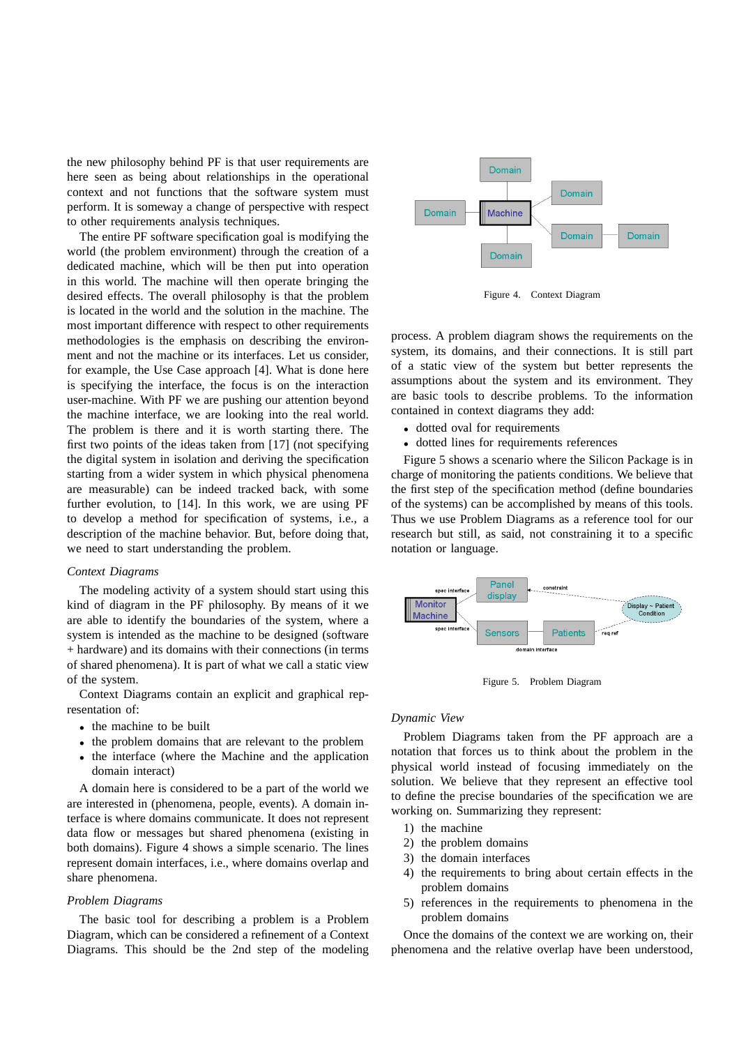the new philosophy behind PF is that user requirements are here seen as being about relationships in the operational context and not functions that the software system must perform. It is someway a change of perspective with respect to other requirements analysis techniques.

The entire PF software specification goal is modifying the world (the problem environment) through the creation of a dedicated machine, which will be then put into operation in this world. The machine will then operate bringing the desired effects. The overall philosophy is that the problem is located in the world and the solution in the machine. The most important difference with respect to other requirements methodologies is the emphasis on describing the environment and not the machine or its interfaces. Let us consider, for example, the Use Case approach [4]. What is done here is specifying the interface, the focus is on the interaction user-machine. With PF we are pushing our attention beyond the machine interface, we are looking into the real world. The problem is there and it is worth starting there. The first two points of the ideas taken from [17] (not specifying the digital system in isolation and deriving the specification starting from a wider system in which physical phenomena are measurable) can be indeed tracked back, with some further evolution, to [14]. In this work, we are using PF to develop a method for specification of systems, i.e., a description of the machine behavior. But, before doing that, we need to start understanding the problem.

*Context Diagrams*

The modeling activity of a system should start using this kind of diagram in the PF philosophy. By means of it we are able to identify the boundaries of the system, where a system is intended as the machine to be designed (software + hardware) and its domains with their connections (in terms of shared phenomena). It is part of what we call a static view of the system.

Context Diagrams contain an explicit and graphical representation of:

- the machine to be built
- the problem domains that are relevant to the problem
- the interface (where the Machine and the application domain interact)

A domain here is considered to be a part of the world we are interested in (phenomena, people, events). A domain interface is where domains communicate. It does not represent data flow or messages but shared phenomena (existing in both domains). Figure 4 shows a simple scenario. The lines represent domain interfaces, i.e., where domains overlap and share phenomena.

*Problem Diagrams*

The basic tool for describing a problem is a Problem Diagram, which can be considered a refinement of a Context Diagrams. This should be the 2nd step of the modeling process. A problem diagram shows the requirements on the system, its domains, and their connections. It is still part of a static view of the system but better represents the assumptions about the system and its environment. They are basic tools to describe problems. To the information contained in context diagrams they add:

- dotted oval for requirements
- dotted lines for requirements references

Figure 4. Context Diagram

Figure 5 shows a scenario where the Silicon Package is in charge of monitoring the patients conditions. We believe that the first step of the specification method (define boundaries of the systems) can be accomplished by means of this tools. Thus we use Problem Diagrams as a reference tool for our research but still, as said, not constraining it to a specific notation or language.

Figure 5. Problem Diagram

*Dynamic View*

Problem Diagrams taken from the PF approach are a notation that forces us to think about the problem in the physical world instead of focusing immediately on the solution. We believe that they represent an effective tool to define the precise boundaries of the specification we are working on. Summarizing they represent:

1) the machine
2) the problem domains
3) the domain interfaces
4) the requirements to bring about certain effects in the problem domains
5) references in the requirements to phenomena in the problem domains

Once the domains of the context we are working on, their phenomena and the relative overlap have been understood,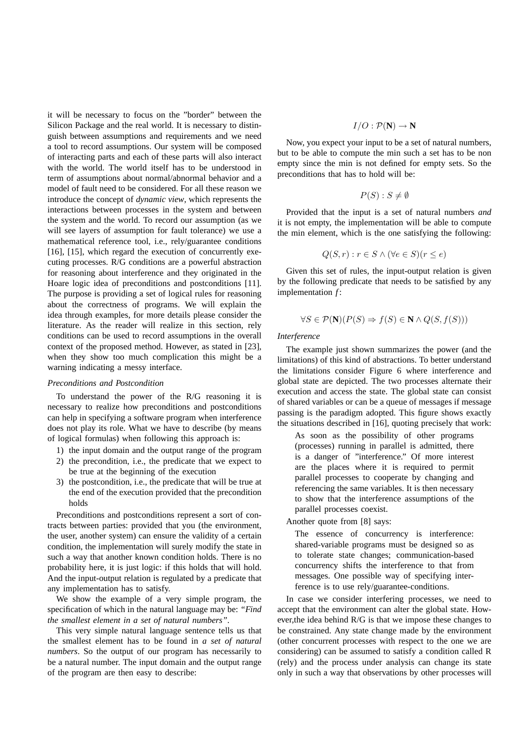it will be necessary to focus on the "border" between the Silicon Package and the real world. It is necessary to distinguish between assumptions and requirements and we need a tool to record assumptions. Our system will be composed of interacting parts and each of these parts will also interact with the world. The world itself has to be understood in term of assumptions about normal/abnormal behavior and a model of fault need to be considered. For all these reason we introduce the concept of *dynamic view*, which represents the interactions between processes in the system and between the system and the world. To record our assumption (as we will see layers of assumption for fault tolerance) we use a mathematical reference tool, i.e., rely/guarantee conditions [16], [15], which regard the execution of concurrently executing processes. R/G conditions are a powerful abstraction for reasoning about interference and they originated in the Hoare logic idea of preconditions and postconditions [11]. The purpose is providing a set of logical rules for reasoning about the correctness of programs. We will explain the idea through examples, for more details please consider the literature. As the reader will realize in this section, rely conditions can be used to record assumptions in the overall context of the proposed method. However, as stated in [23], when they show too much complication this might be a warning indicating a messy interface.

### *Preconditions and Postcondition*

To understand the power of the R/G reasoning it is necessary to realize how preconditions and postconditions can help in specifying a software program when interference does not play its role. What we have to describe (by means of logical formulas) when following this approach is:

1) the input domain and the output range of the program
2) the precondition, i.e., the predicate that we expect to be true at the beginning of the execution
3) the postcondition, i.e., the predicate that will be true at the end of the execution provided that the precondition holds

Preconditions and postconditions represent a sort of contracts between parties: provided that you (the environment, the user, another system) can ensure the validity of a certain condition, the implementation will surely modify the state in such a way that another known condition holds. There is no probability here, it is just logic: if this holds that will hold. And the input-output relation is regulated by a predicate that any implementation has to satisfy.

We show the example of a very simple program, the specification of which in the natural language may be: *"Find the smallest element in a set of natural numbers"*.

This very simple natural language sentence tells us that the smallest element has to be found in *a set of natural numbers*. So the output of our program has necessarily to be a natural number. The input domain and the output range of the program are then easy to describe:

$$I/O : \mathcal{P}(\mathbf{N}) \rightarrow \mathbf{N}$$

Now, you expect your input to be a set of natural numbers, but to be able to compute the min such a set has to be non empty since the min is not defined for empty sets. So the preconditions that has to hold will be:

$$P(S) : S \neq \emptyset$$

Provided that the input is a set of natural numbers *and* it is not empty, the implementation will be able to compute the min element, which is the one satisfying the following:

$$Q(S, r) : r \in S \wedge (\forall e \in S)(r \leq e)$$

Given this set of rules, the input-output relation is given by the following predicate that needs to be satisfied by any implementation $f$:

$$\forall S \in \mathcal{P}(\mathbf{N})(P(S) \Rightarrow f(S) \in \mathbf{N} \wedge Q(S, f(S)))$$

### *Interference*

The example just shown summarizes the power (and the limitations) of this kind of abstractions. To better understand the limitations consider Figure 6 where interference and global state are depicted. The two processes alternate their execution and access the state. The global state can consist of shared variables or can be a queue of messages if message passing is the paradigm adopted. This figure shows exactly the situations described in [16], quoting precisely that work:

> As soon as the possibility of other programs (processes) running in parallel is admitted, there is a danger of "interference." Of more interest are the places where it is required to permit parallel processes to cooperate by changing and referencing the same variables. It is then necessary to show that the interference assumptions of the parallel processes coexist.

Another quote from [8] says:

> The essence of concurrency is interference: shared-variable programs must be designed so as to tolerate state changes; communication-based concurrency shifts the interference to that from messages. One possible way of specifying interference is to use rely/guarantee-conditions.

In case we consider interfering processes, we need to accept that the environment can alter the global state. However,the idea behind R/G is that we impose these changes to be constrained. Any state change made by the environment (other concurrent processes with respect to the one we are considering) can be assumed to satisfy a condition called R (rely) and the process under analysis can change its state only in such a way that observations by other processes will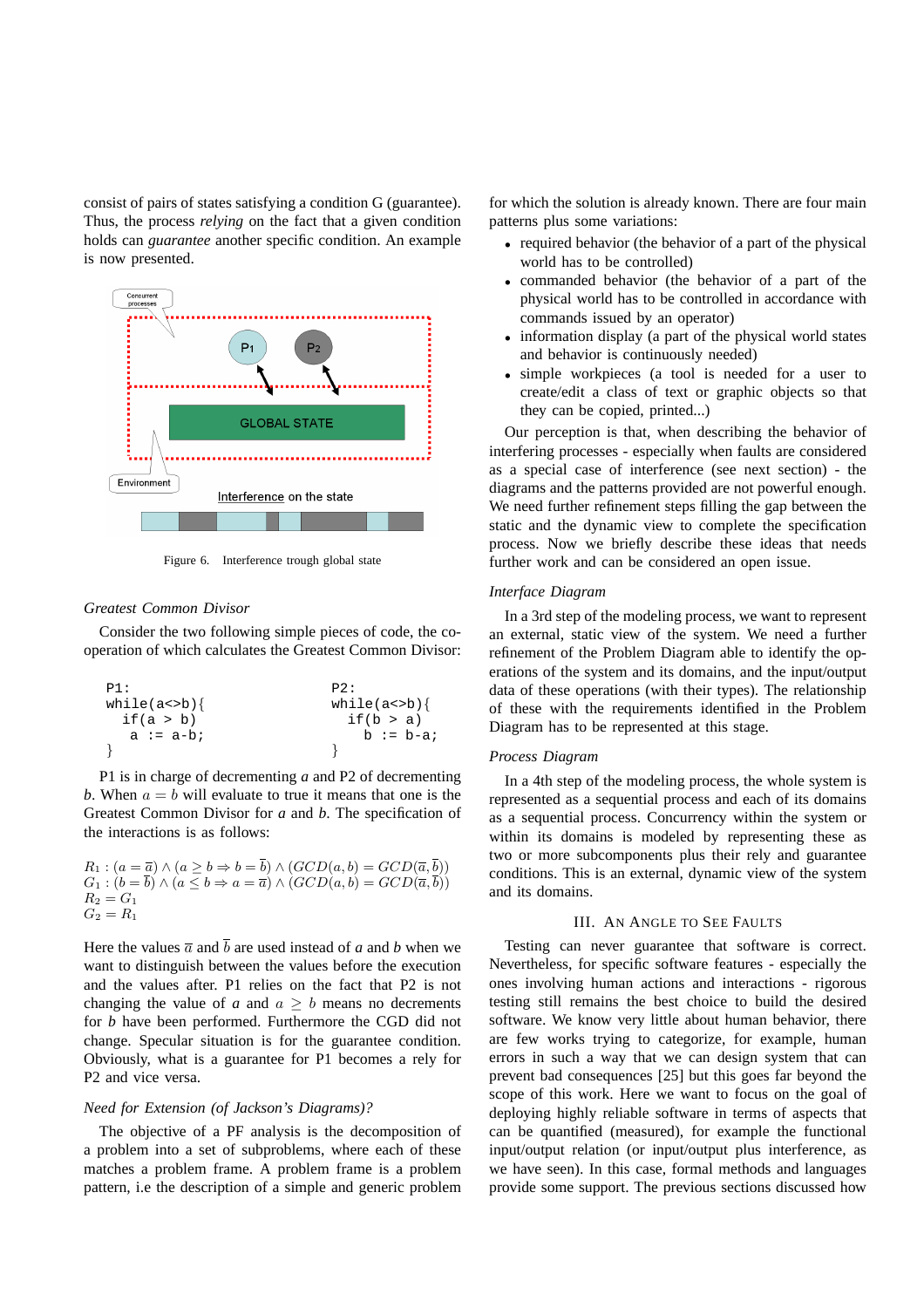consist of pairs of states satisfying a condition G (guarantee). Thus, the process *relying* on the fact that a given condition holds can *guarantee* another specific condition. An example is now presented.

Figure 6. Interference trough global state

*Greatest Common Divisor*

Consider the two following simple pieces of code, the cooperation of which calculates the Greatest Common Divisor:

```
P1:
while(a<>b){
  if(a > b)
    a := a-b;
}
```

```
P2:
while(a<>b){
  if(b > a)
    b := b-a;
}
```

P1 is in charge of decrementing $a$ and P2 of decrementing $b$. When $a = b$ will evaluate to true it means that one is the Greatest Common Divisor of $a$ and $b$. The specification of the interactions is as follows:

$$R_1 : (a = \overline{a}) \wedge (a \geq b \Rightarrow b = \overline{b}) \wedge (GCD(a, b) = GCD(\overline{a}, \overline{b}))$$
$$G_1 : (b = \overline{b}) \wedge (a \leq b \Rightarrow a = \overline{a}) \wedge (GCD(a, b) = GCD(\overline{a}, \overline{b}))$$
$$R_2 = G_1$$
$$G_2 = R_1$$

Here the values $\overline{a}$ and $\overline{b}$ are used instead of $a$ and $b$ when we want to distinguish between the values before the execution and the values after. P1 relies on the fact that P2 is not changing the value of $a$ and $a \geq b$ means no decrements for $b$ have been performed. Furthermore the CGD did not change. Specular situation is for the guarantee condition. Obviously, what is a guarantee for P1 becomes a rely for P2 and vice versa.

*Need for Extension (of Jackson's Diagrams)?*

The objective of a PF analysis is the decomposition of a problem into a set of subproblems, where each of these matches a problem frame. A problem frame is a problem pattern, i.e the description of a simple and generic problem for which the solution is already known. There are four main patterns plus some variations:

- required behavior (the behavior of a part of the physical world has to be controlled)
- commanded behavior (the behavior of a part of the physical world has to be controlled in accordance with commands issued by an operator)
- information display (a part of the physical world states and behavior is continuously needed)
- simple workpieces (a tool is needed for a user to create/edit a class of text or graphic objects so that they can be copied, printed...)

Our perception is that, when describing the behavior of interfering processes - especially when faults are considered as a special case of interference (see next section) - the diagrams and the patterns provided are not powerful enough. We need further refinement steps filling the gap between the static and the dynamic view to complete the specification process. Now we briefly describe these ideas that needs further work and can be considered an open issue.

*Interface Diagram*

In a 3rd step of the modeling process, we want to represent an external, static view of the system. We need a further refinement of the Problem Diagram able to identify the operations of the system and its domains, and the input/output data of these operations (with their types). The relationship of these with the requirements identified in the Problem Diagram has to be represented at this stage.

*Process Diagram*

In a 4th step of the modeling process, the whole system is represented as a sequential process and each of its domains as a sequential process. Concurrency within the system or within its domains is modeled by representing these as two or more subcomponents plus their rely and guarantee conditions. This is an external, dynamic view of the system and its domains.

## III. An Angle to See Faults

Testing can never guarantee that software is correct. Nevertheless, for specific software features - especially the ones involving human actions and interactions - rigorous testing still remains the best choice to build the desired software. We know very little about human behavior, there are few works trying to categorize, for example, human errors in such a way that we can design system that can prevent bad consequences [25] but this goes far beyond the scope of this work. Here we want to focus on the goal of deploying highly reliable software in terms of aspects that can be quantified (measured), for example the functional input/output relation (or input/output plus interference, as we have seen). In this case, formal methods and languages provide some support. The previous sections discussed how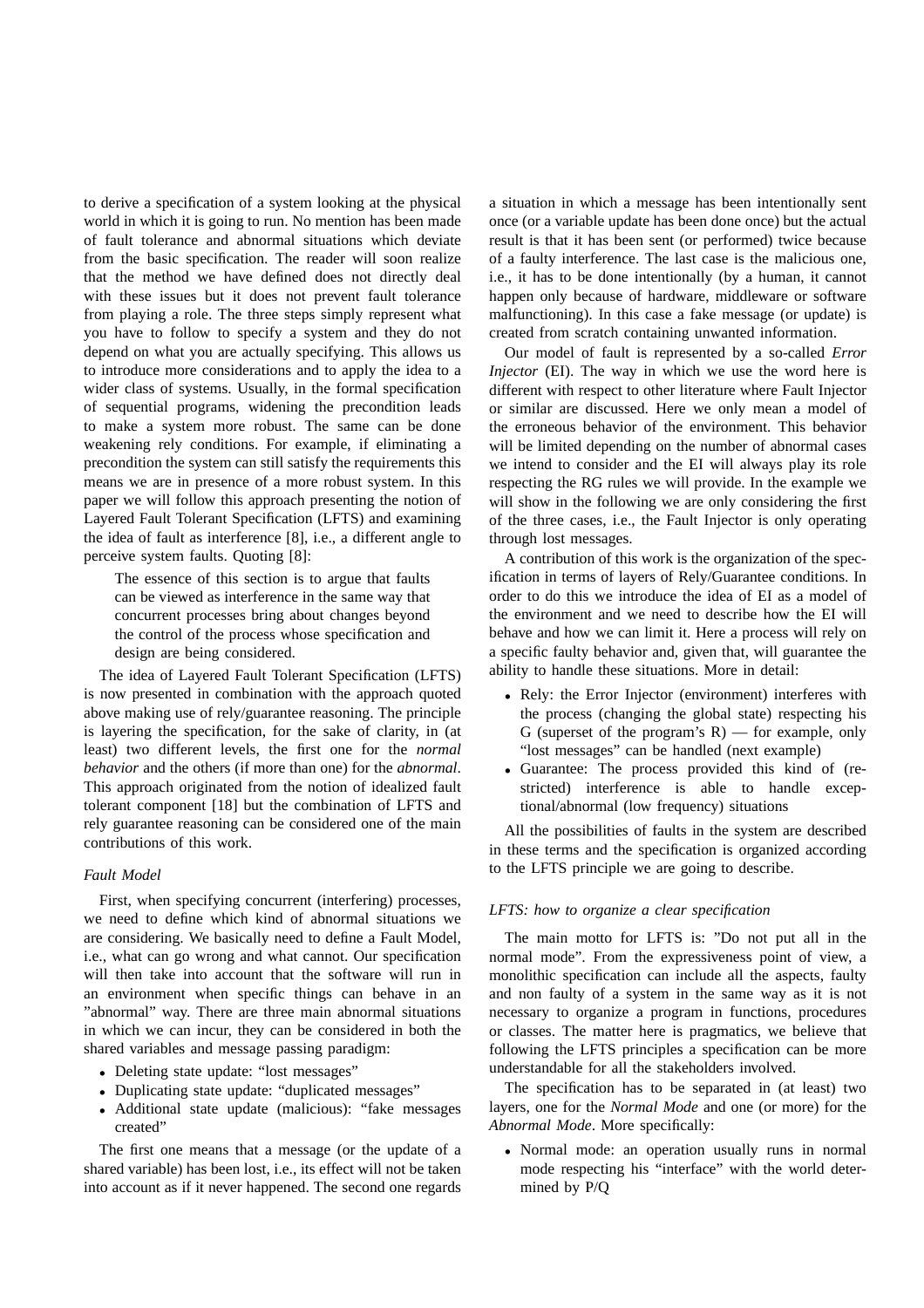to derive a specification of a system looking at the physical world in which it is going to run. No mention has been made of fault tolerance and abnormal situations which deviate from the basic specification. The reader will soon realize that the method we have defined does not directly deal with these issues but it does not prevent fault tolerance from playing a role. The three steps simply represent what you have to follow to specify a system and they do not depend on what you are actually specifying. This allows us to introduce more considerations and to apply the idea to a wider class of systems. Usually, in the formal specification of sequential programs, widening the precondition leads to make a system more robust. The same can be done weakening rely conditions. For example, if eliminating a precondition the system can still satisfy the requirements this means we are in presence of a more robust system. In this paper we will follow this approach presenting the notion of Layered Fault Tolerant Specification (LFTS) and examining the idea of fault as interference [8], i.e., a different angle to perceive system faults. Quoting [8]:

> The essence of this section is to argue that faults can be viewed as interference in the same way that concurrent processes bring about changes beyond the control of the process whose specification and design are being considered.

The idea of Layered Fault Tolerant Specification (LFTS) is now presented in combination with the approach quoted above making use of rely/guarantee reasoning. The principle is layering the specification, for the sake of clarity, in (at least) two different levels, the first one for the *normal behavior* and the others (if more than one) for the *abnormal*. This approach originated from the notion of idealized fault tolerant component [18] but the combination of LFTS and rely guarantee reasoning can be considered one of the main contributions of this work.

*Fault Model*

First, when specifying concurrent (interfering) processes, we need to define which kind of abnormal situations we are considering. We basically need to define a Fault Model, i.e., what can go wrong and what cannot. Our specification will then take into account that the software will run in an environment when specific things can behave in an "abnormal" way. There are three main abnormal situations in which we can incur, they can be considered in both the shared variables and message passing paradigm:

- Deleting state update: "lost messages"
- Duplicating state update: "duplicated messages"
- Additional state update (malicious): "fake messages created"

The first one means that a message (or the update of a shared variable) has been lost, i.e., its effect will not be taken into account as if it never happened. The second one regards a situation in which a message has been intentionally sent once (or a variable update has been done once) but the actual result is that it has been sent (or performed) twice because of a faulty interference. The last case is the malicious one, i.e., it has to be done intentionally (by a human, it cannot happen only because of hardware, middleware or software malfunctioning). In this case a fake message (or update) is created from scratch containing unwanted information.

Our model of fault is represented by a so-called *Error Injector* (EI). The way in which we use the word here is different with respect to other literature where Fault Injector or similar are discussed. Here we only mean a model of the erroneous behavior of the environment. This behavior will be limited depending on the number of abnormal cases we intend to consider and the EI will always play its role respecting the RG rules we will provide. In the example we will show in the following we are only considering the first of the three cases, i.e., the Fault Injector is only operating through lost messages.

A contribution of this work is the organization of the specification in terms of layers of Rely/Guarantee conditions. In order to do this we introduce the idea of EI as a model of the environment and we need to describe how the EI will behave and how we can limit it. Here a process will rely on a specific faulty behavior and, given that, will guarantee the ability to handle these situations. More in detail:

- Rely: the Error Injector (environment) interferes with the process (changing the global state) respecting his G (superset of the program's R) — for example, only "lost messages" can be handled (next example)
- Guarantee: The process provided this kind of (restricted) interference is able to handle exceptional/abnormal (low frequency) situations

All the possibilities of faults in the system are described in these terms and the specification is organized according to the LFTS principle we are going to describe.

*LFTS: how to organize a clear specification*

The main motto for LFTS is: "Do not put all in the normal mode". From the expressiveness point of view, a monolithic specification can include all the aspects, faulty and non faulty of a system in the same way as it is not necessary to organize a program in functions, procedures or classes. The matter here is pragmatics, we believe that following the LFTS principles a specification can be more understandable for all the stakeholders involved.

The specification has to be separated in (at least) two layers, one for the *Normal Mode* and one (or more) for the *Abnormal Mode*. More specifically:

- Normal mode: an operation usually runs in normal mode respecting his "interface" with the world determined by P/Q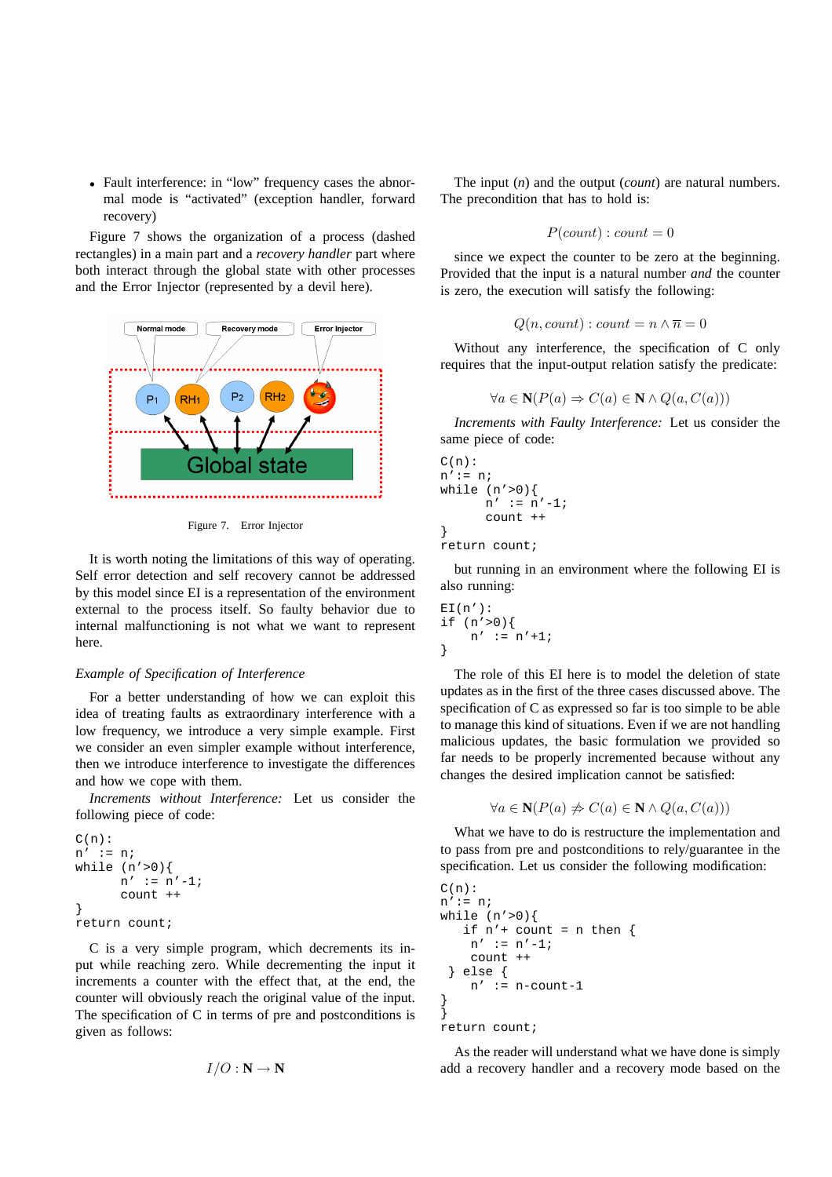- Fault interference: in "low" frequency cases the abnormal mode is "activated" (exception handler, forward recovery)

Figure 7 shows the organization of a process (dashed rectangles) in a main part and a *recovery handler* part where both interact through the global state with other processes and the Error Injector (represented by a devil here).

Figure 7. Error Injector

It is worth noting the limitations of this way of operating. Self error detection and self recovery cannot be addressed by this model since EI is a representation of the environment external to the process itself. So faulty behavior due to internal malfunctioning is not what we want to represent here.

*Example of Specification of Interference*

For a better understanding of how we can exploit this idea of treating faults as extraordinary interference with a low frequency, we introduce a very simple example. First we consider an even simpler example without interference, then we introduce interference to investigate the differences and how we cope with them.

*Increments without Interference:* Let us consider the following piece of code:

```
C(n):
n' := n;
while (n'>0){
       n' := n'-1;
       count ++
}
return count;
```

C is a very simple program, which decrements its input while reaching zero. While decrementing the input it increments a counter with the effect that, at the end, the counter will obviously reach the original value of the input. The specification of C in terms of pre and postconditions is given as follows:

$$I/O : \mathbf{N} \rightarrow \mathbf{N}$$

The input ($n$) and the output ($count$) are natural numbers. The precondition that has to hold is:

$$P(count) : count = 0$$

since we expect the counter to be zero at the beginning. Provided that the input is a natural number *and* the counter is zero, the execution will satisfy the following:

$$Q(n, count) : count = n \wedge \overline{n} = 0$$

Without any interference, the specification of C only requires that the input-output relation satisfy the predicate:

$$\forall a \in \mathbf{N}(P(a) \Rightarrow C(a) \in \mathbf{N} \wedge Q(a, C(a)))$$

*Increments with Faulty Interference:* Let us consider the same piece of code:

```
C(n):
n':= n;
while (n'>0){
       n' := n'-1;
       count ++
}
return count;
```

but running in an environment where the following EI is also running:

```
EI(n'):
if (n'>0){
     n' := n'+1;
}
```

The role of this EI here is to model the deletion of state updates as in the first of the three cases discussed above. The specification of C as expressed so far is too simple to be able to manage this kind of situations. Even if we are not handling malicious updates, the basic formulation we provided so far needs to be properly incremented because without any changes the desired implication cannot be satisfied:

$$\forall a \in \mathbf{N}(P(a) \nRightarrow C(a) \in \mathbf{N} \wedge Q(a, C(a)))$$

What we have to do is restructure the implementation and to pass from pre and postconditions to rely/guarantee in the specification. Let us consider the following modification:

```
C(n):
n':= n;
while (n'>0){
   if n'+ count = n then {
     n' := n'-1;
     count ++
 } else {
     n' := n-count-1
}
}
return count;
```

As the reader will understand what we have done is simply add a recovery handler and a recovery mode based on the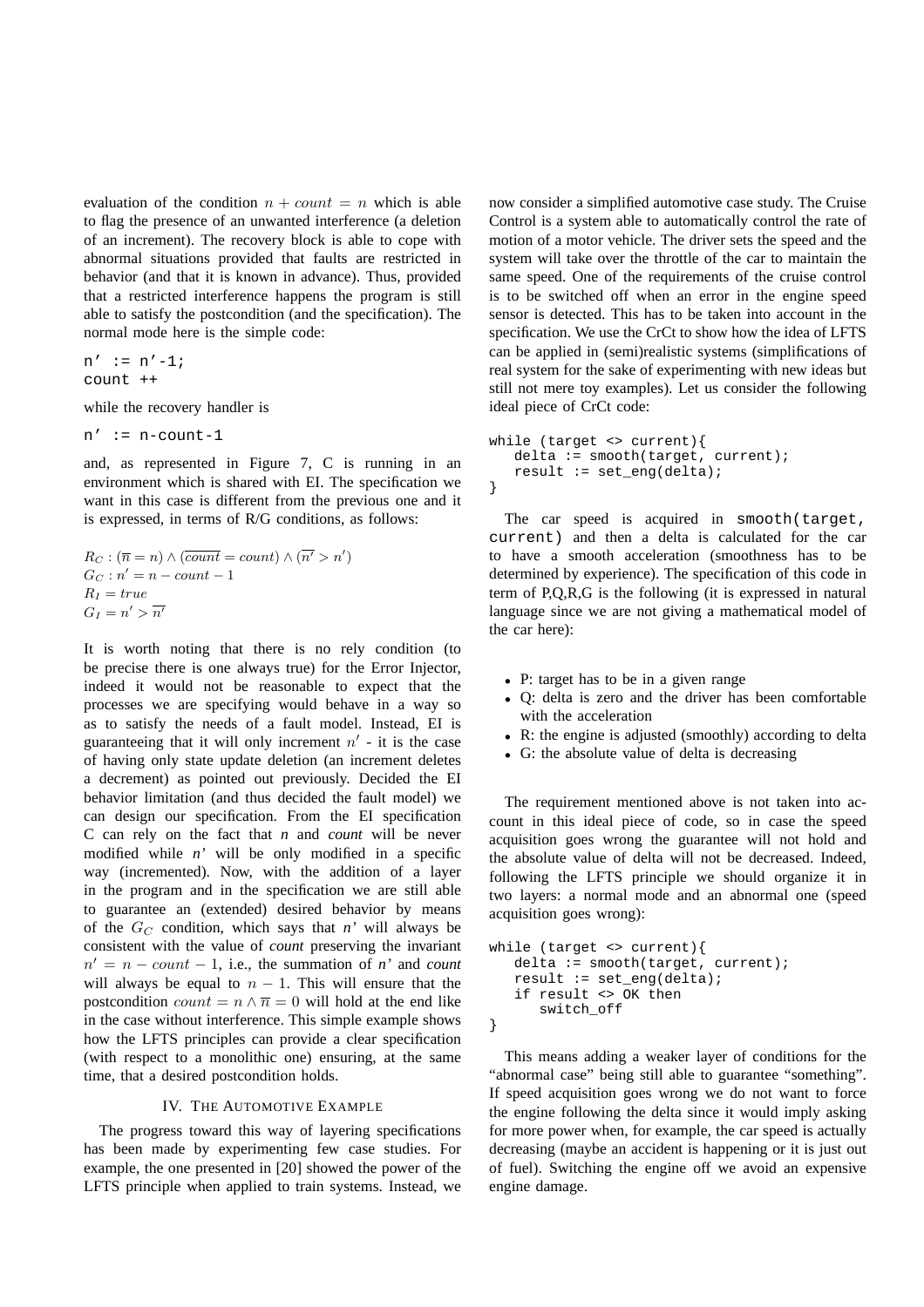evaluation of the condition $n + count = n$ which is able to flag the presence of an unwanted interference (a deletion of an increment). The recovery block is able to cope with abnormal situations provided that faults are restricted in behavior (and that it is known in advance). Thus, provided that a restricted interference happens the program is still able to satisfy the postcondition (and the specification). The normal mode here is the simple code:

```
n' := n'-1;
count ++
```

while the recovery handler is

```
n' := n-count-1
```

and, as represented in Figure 7, C is running in an environment which is shared with EI. The specification we want in this case is different from the previous one and it is expressed, in terms of R/G conditions, as follows:

$R_C : (\overline{n} = n) \wedge (\overline{count} = count) \wedge (\overline{n'} > n')$
$G_C : n' = n - count - 1$
$R_I = true$
$G_I = n' > \overline{n'}$

It is worth noting that there is no rely condition (to be precise there is one always true) for the Error Injector, indeed it would not be reasonable to expect that the processes we are specifying would behave in a way so as to satisfy the needs of a fault model. Instead, EI is guaranteeing that it will only increment $n'$ - it is the case of having only state update deletion (an increment deletes a decrement) as pointed out previously. Decided the EI behavior limitation (and thus decided the fault model) we can design our specification. From the EI specification C can rely on the fact that *n* and *count* will be never modified while *n'* will be only modified in a specific way (incremented). Now, with the addition of a layer in the program and in the specification we are still able to guarantee an (extended) desired behavior by means of the $G_C$ condition, which says that *n'* will always be consistent with the value of *count* preserving the invariant $n' = n - count - 1$, i.e., the summation of *n'* and *count* will always be equal to $n - 1$. This will ensure that the postcondition $count = n \wedge \overline{n} = 0$ will hold at the end like in the case without interference. This simple example shows how the LFTS principles can provide a clear specification (with respect to a monolithic one) ensuring, at the same time, that a desired postcondition holds.

## IV. The Automotive Example

The progress toward this way of layering specifications has been made by experimenting few case studies. For example, the one presented in [20] showed the power of the LFTS principle when applied to train systems. Instead, we now consider a simplified automotive case study. The Cruise Control is a system able to automatically control the rate of motion of a motor vehicle. The driver sets the speed and the system will take over the throttle of the car to maintain the same speed. One of the requirements of the cruise control is to be switched off when an error in the engine speed sensor is detected. This has to be taken into account in the specification. We use the CrCt to show how the idea of LFTS can be applied in (semi)realistic systems (simplifications of real system for the sake of experimenting with new ideas but still not mere toy examples). Let us consider the following ideal piece of CrCt code:

```
while (target <> current){
   delta := smooth(target, current);
   result := set_eng(delta);
}
```

The car speed is acquired in `smooth(target, current)` and then a delta is calculated for the car to have a smooth acceleration (smoothness has to be determined by experience). The specification of this code in term of P,Q,R,G is the following (it is expressed in natural language since we are not giving a mathematical model of the car here):

- P: target has to be in a given range
- Q: delta is zero and the driver has been comfortable with the acceleration
- R: the engine is adjusted (smoothly) according to delta
- G: the absolute value of delta is decreasing

The requirement mentioned above is not taken into account in this ideal piece of code, so in case the speed acquisition goes wrong the guarantee will not hold and the absolute value of delta will not be decreased. Indeed, following the LFTS principle we should organize it in two layers: a normal mode and an abnormal one (speed acquisition goes wrong):

```
while (target <> current){
   delta := smooth(target, current);
   result := set_eng(delta);
   if result <> OK then
      switch_off
}
```

This means adding a weaker layer of conditions for the "abnormal case" being still able to guarantee "something". If speed acquisition goes wrong we do not want to force the engine following the delta since it would imply asking for more power when, for example, the car speed is actually decreasing (maybe an accident is happening or it is just out of fuel). Switching the engine off we avoid an expensive engine damage.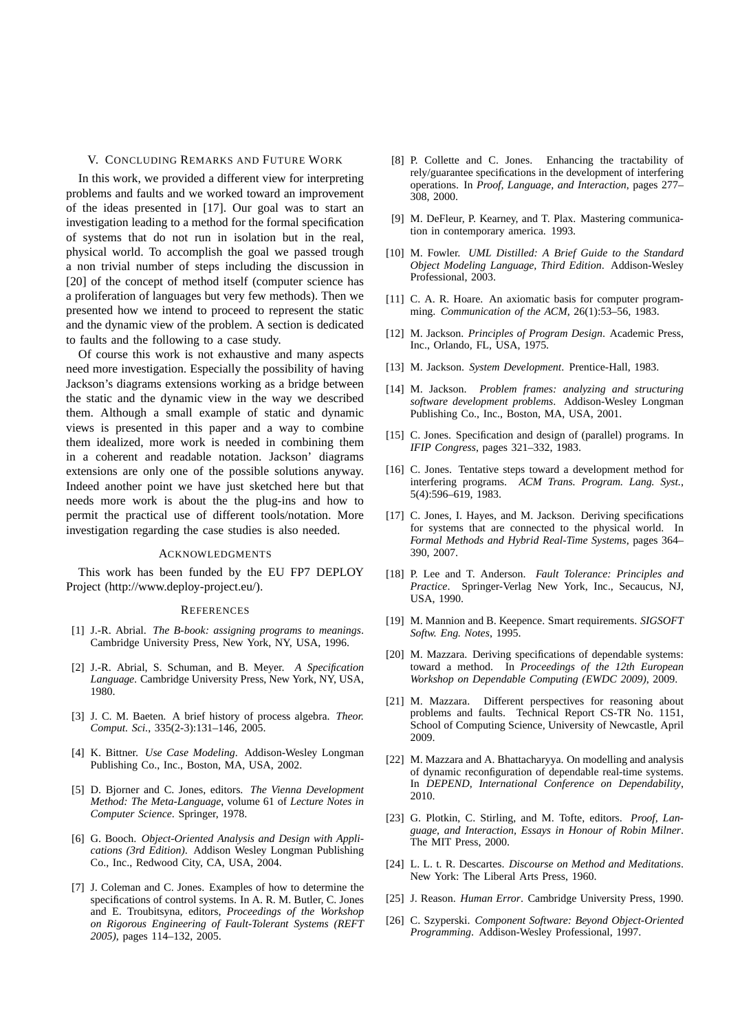## V. Concluding Remarks and Future Work

In this work, we provided a different view for interpreting problems and faults and we worked toward an improvement of the ideas presented in [17]. Our goal was to start an investigation leading to a method for the formal specification of systems that do not run in isolation but in the real, physical world. To accomplish the goal we passed trough a non trivial number of steps including the discussion in [20] of the concept of method itself (computer science has a proliferation of languages but very few methods). Then we presented how we intend to proceed to represent the static and the dynamic view of the problem. A section is dedicated to faults and the following to a case study.

Of course this work is not exhaustive and many aspects need more investigation. Especially the possibility of having Jackson's diagrams extensions working as a bridge between the static and the dynamic view in the way we described them. Although a small example of static and dynamic views is presented in this paper and a way to combine them idealized, more work is needed in combining them in a coherent and readable notation. Jackson' diagrams extensions are only one of the possible solutions anyway. Indeed another point we have just sketched here but that needs more work is about the the plug-ins and how to permit the practical use of different tools/notation. More investigation regarding the case studies is also needed.

## Acknowledgments

This work has been funded by the EU FP7 DEPLOY Project (http://www.deploy-project.eu/).

## References

[1] J.-R. Abrial. *The B-book: assigning programs to meanings*. Cambridge University Press, New York, NY, USA, 1996.

[2] J.-R. Abrial, S. Schuman, and B. Meyer. *A Specification Language*. Cambridge University Press, New York, NY, USA, 1980.

[3] J. C. M. Baeten. A brief history of process algebra. *Theor. Comput. Sci.*, 335(2-3):131–146, 2005.

[4] K. Bittner. *Use Case Modeling*. Addison-Wesley Longman Publishing Co., Inc., Boston, MA, USA, 2002.

[5] D. Bjorner and C. Jones, editors. *The Vienna Development Method: The Meta-Language*, volume 61 of *Lecture Notes in Computer Science*. Springer, 1978.

[6] G. Booch. *Object-Oriented Analysis and Design with Applications (3rd Edition)*. Addison Wesley Longman Publishing Co., Inc., Redwood City, CA, USA, 2004.

[7] J. Coleman and C. Jones. Examples of how to determine the specifications of control systems. In A. R. M. Butler, C. Jones and E. Troubitsyna, editors, *Proceedings of the Workshop on Rigorous Engineering of Fault-Tolerant Systems (REFT 2005)*, pages 114–132, 2005.

[8] P. Collette and C. Jones. Enhancing the tractability of rely/guarantee specifications in the development of interfering operations. In *Proof, Language, and Interaction*, pages 277–308, 2000.

[9] M. DeFleur, P. Kearney, and T. Plax. Mastering communication in contemporary america. 1993.

[10] M. Fowler. *UML Distilled: A Brief Guide to the Standard Object Modeling Language, Third Edition*. Addison-Wesley Professional, 2003.

[11] C. A. R. Hoare. An axiomatic basis for computer programming. *Communication of the ACM*, 26(1):53–56, 1983.

[12] M. Jackson. *Principles of Program Design*. Academic Press, Inc., Orlando, FL, USA, 1975.

[13] M. Jackson. *System Development*. Prentice-Hall, 1983.

[14] M. Jackson. *Problem frames: analyzing and structuring software development problems*. Addison-Wesley Longman Publishing Co., Inc., Boston, MA, USA, 2001.

[15] C. Jones. Specification and design of (parallel) programs. In *IFIP Congress*, pages 321–332, 1983.

[16] C. Jones. Tentative steps toward a development method for interfering programs. *ACM Trans. Program. Lang. Syst.*, 5(4):596–619, 1983.

[17] C. Jones, I. Hayes, and M. Jackson. Deriving specifications for systems that are connected to the physical world. In *Formal Methods and Hybrid Real-Time Systems*, pages 364–390, 2007.

[18] P. Lee and T. Anderson. *Fault Tolerance: Principles and Practice*. Springer-Verlag New York, Inc., Secaucus, NJ, USA, 1990.

[19] M. Mannion and B. Keepence. Smart requirements. *SIGSOFT Softw. Eng. Notes*, 1995.

[20] M. Mazzara. Deriving specifications of dependable systems: toward a method. In *Proceedings of the 12th European Workshop on Dependable Computing (EWDC 2009)*, 2009.

[21] M. Mazzara. Different perspectives for reasoning about problems and faults. Technical Report CS-TR No. 1151, School of Computing Science, University of Newcastle, April 2009.

[22] M. Mazzara and A. Bhattacharyya. On modelling and analysis of dynamic reconfiguration of dependable real-time systems. In *DEPEND, International Conference on Dependability*, 2010.

[23] G. Plotkin, C. Stirling, and M. Tofte, editors. *Proof, Language, and Interaction, Essays in Honour of Robin Milner*. The MIT Press, 2000.

[24] L. L. t. R. Descartes. *Discourse on Method and Meditations*. New York: The Liberal Arts Press, 1960.

[25] J. Reason. *Human Error*. Cambridge University Press, 1990.

[26] C. Szyperski. *Component Software: Beyond Object-Oriented Programming*. Addison-Wesley Professional, 1997.